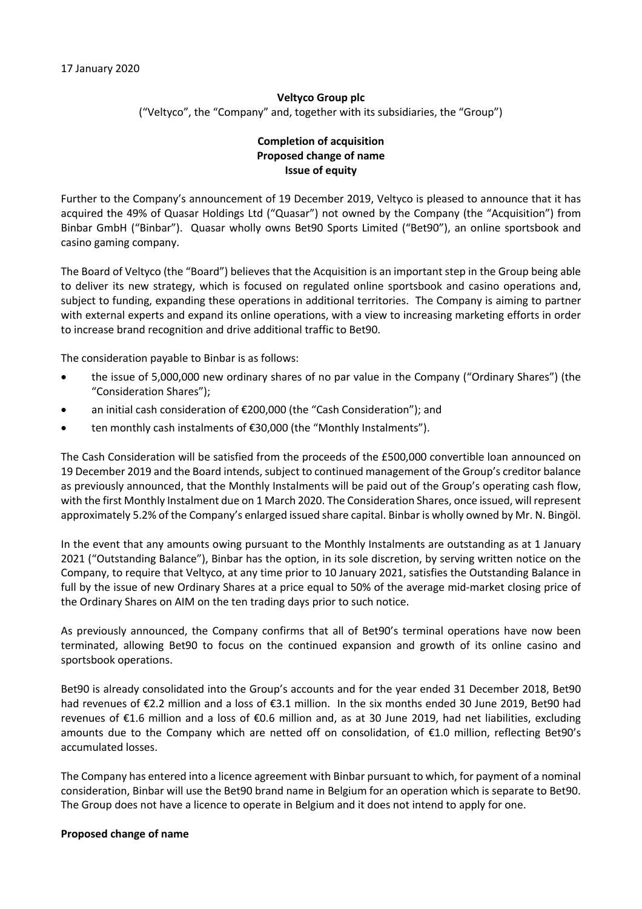17 January 2020

**Veltyco Group plc**

("Veltyco", the "Company" and, together with its subsidiaries, the "Group")

**Completion of acquisition**
**Proposed change of name**
**Issue of equity**

Further to the Company's announcement of 19 December 2019, Veltyco is pleased to announce that it has acquired the 49% of Quasar Holdings Ltd ("Quasar") not owned by the Company (the "Acquisition") from Binbar GmbH ("Binbar"). Quasar wholly owns Bet90 Sports Limited ("Bet90"), an online sportsbook and casino gaming company.

The Board of Veltyco (the "Board") believes that the Acquisition is an important step in the Group being able to deliver its new strategy, which is focused on regulated online sportsbook and casino operations and, subject to funding, expanding these operations in additional territories. The Company is aiming to partner with external experts and expand its online operations, with a view to increasing marketing efforts in order to increase brand recognition and drive additional traffic to Bet90.

The consideration payable to Binbar is as follows:

- the issue of 5,000,000 new ordinary shares of no par value in the Company ("Ordinary Shares") (the "Consideration Shares");
- an initial cash consideration of €200,000 (the "Cash Consideration"); and
- ten monthly cash instalments of €30,000 (the "Monthly Instalments").

The Cash Consideration will be satisfied from the proceeds of the £500,000 convertible loan announced on 19 December 2019 and the Board intends, subject to continued management of the Group's creditor balance as previously announced, that the Monthly Instalments will be paid out of the Group's operating cash flow, with the first Monthly Instalment due on 1 March 2020. The Consideration Shares, once issued, will represent approximately 5.2% of the Company's enlarged issued share capital. Binbar is wholly owned by Mr. N. Bingöl.

In the event that any amounts owing pursuant to the Monthly Instalments are outstanding as at 1 January 2021 ("Outstanding Balance"), Binbar has the option, in its sole discretion, by serving written notice on the Company, to require that Veltyco, at any time prior to 10 January 2021, satisfies the Outstanding Balance in full by the issue of new Ordinary Shares at a price equal to 50% of the average mid-market closing price of the Ordinary Shares on AIM on the ten trading days prior to such notice.

As previously announced, the Company confirms that all of Bet90's terminal operations have now been terminated, allowing Bet90 to focus on the continued expansion and growth of its online casino and sportsbook operations.

Bet90 is already consolidated into the Group's accounts and for the year ended 31 December 2018, Bet90 had revenues of €2.2 million and a loss of €3.1 million. In the six months ended 30 June 2019, Bet90 had revenues of €1.6 million and a loss of €0.6 million and, as at 30 June 2019, had net liabilities, excluding amounts due to the Company which are netted off on consolidation, of €1.0 million, reflecting Bet90's accumulated losses.

The Company has entered into a licence agreement with Binbar pursuant to which, for payment of a nominal consideration, Binbar will use the Bet90 brand name in Belgium for an operation which is separate to Bet90. The Group does not have a licence to operate in Belgium and it does not intend to apply for one.

**Proposed change of name**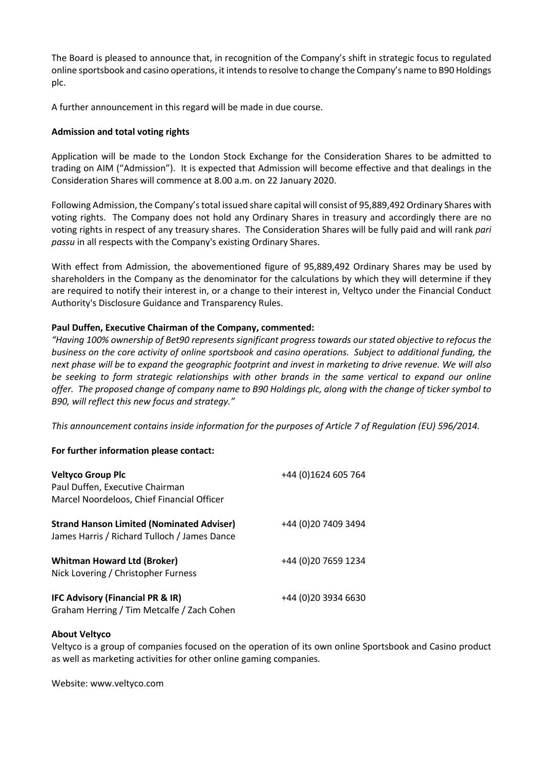The Board is pleased to announce that, in recognition of the Company's shift in strategic focus to regulated online sportsbook and casino operations, it intends to resolve to change the Company's name to B90 Holdings plc.

A further announcement in this regard will be made in due course.

**Admission and total voting rights**

Application will be made to the London Stock Exchange for the Consideration Shares to be admitted to trading on AIM ("Admission"). It is expected that Admission will become effective and that dealings in the Consideration Shares will commence at 8.00 a.m. on 22 January 2020.

Following Admission, the Company's total issued share capital will consist of 95,889,492 Ordinary Shares with voting rights. The Company does not hold any Ordinary Shares in treasury and accordingly there are no voting rights in respect of any treasury shares. The Consideration Shares will be fully paid and will rank *pari passu* in all respects with the Company's existing Ordinary Shares.

With effect from Admission, the abovementioned figure of 95,889,492 Ordinary Shares may be used by shareholders in the Company as the denominator for the calculations by which they will determine if they are required to notify their interest in, or a change to their interest in, Veltyco under the Financial Conduct Authority's Disclosure Guidance and Transparency Rules.

**Paul Duffen, Executive Chairman of the Company, commented:**

*"Having 100% ownership of Bet90 represents significant progress towards our stated objective to refocus the business on the core activity of online sportsbook and casino operations. Subject to additional funding, the next phase will be to expand the geographic footprint and invest in marketing to drive revenue. We will also be seeking to form strategic relationships with other brands in the same vertical to expand our online offer. The proposed change of company name to B90 Holdings plc, along with the change of ticker symbol to B90, will reflect this new focus and strategy."*

*This announcement contains inside information for the purposes of Article 7 of Regulation (EU) 596/2014.*

**For further information please contact:**

| | |
|---|---|
| **Veltyco Group Plc**<br>Paul Duffen, Executive Chairman<br>Marcel Noordeloos, Chief Financial Officer | +44 (0)1624 605 764 |
| **Strand Hanson Limited (Nominated Adviser)**<br>James Harris / Richard Tulloch / James Dance | +44 (0)20 7409 3494 |
| **Whitman Howard Ltd (Broker)**<br>Nick Lovering / Christopher Furness | +44 (0)20 7659 1234 |
| **IFC Advisory (Financial PR & IR)**<br>Graham Herring / Tim Metcalfe / Zach Cohen | +44 (0)20 3934 6630 |

**About Veltyco**

Veltyco is a group of companies focused on the operation of its own online Sportsbook and Casino product as well as marketing activities for other online gaming companies.

Website: www.veltyco.com